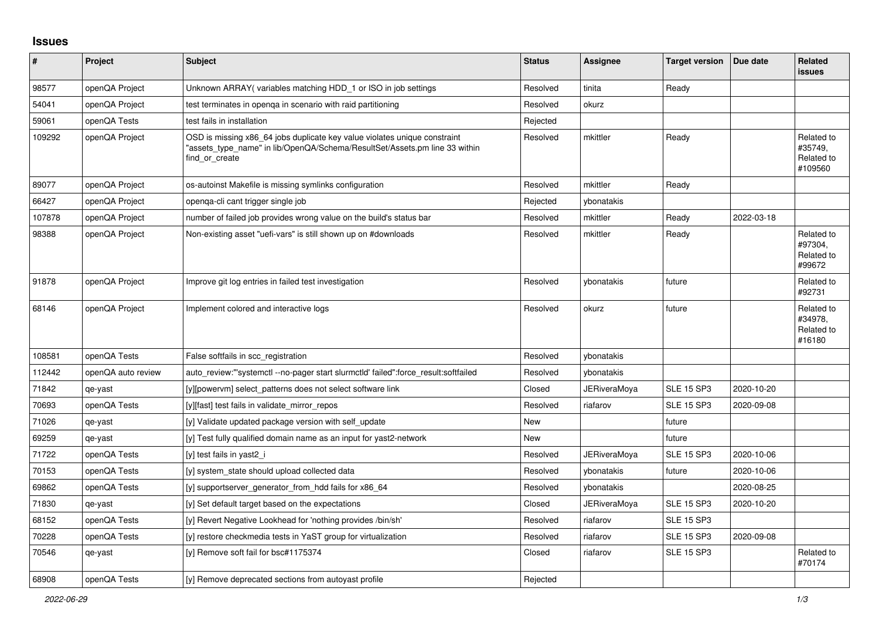## Issues

| # | Project | Subject | Status | Assignee | Target version | Due date | Related issues |
|---|---|---|---|---|---|---|---|
| 98577 | openQA Project | Unknown ARRAY( variables matching HDD_1 or ISO in job settings | Resolved | tinita | Ready | | |
| 54041 | openQA Project | test terminates in openqa in scenario with raid partitioning | Resolved | okurz | | | |
| 59061 | openQA Tests | test fails in installation | Rejected | | | | |
| 109292 | openQA Project | OSD is missing x86_64 jobs duplicate key value violates unique constraint "assets_type_name" in lib/OpenQA/Schema/ResultSet/Assets.pm line 33 within find_or_create | Resolved | mkittler | Ready | | Related to #35749, Related to #109560 |
| 89077 | openQA Project | os-autoinst Makefile is missing symlinks configuration | Resolved | mkittler | Ready | | |
| 66427 | openQA Project | openqa-cli cant trigger single job | Rejected | ybonatakis | | | |
| 107878 | openQA Project | number of failed job provides wrong value on the build's status bar | Resolved | mkittler | Ready | 2022-03-18 | |
| 98388 | openQA Project | Non-existing asset "uefi-vars" is still shown up on #downloads | Resolved | mkittler | Ready | | Related to #97304, Related to #99672 |
| 91878 | openQA Project | Improve git log entries in failed test investigation | Resolved | ybonatakis | future | | Related to #92731 |
| 68146 | openQA Project | Implement colored and interactive logs | Resolved | okurz | future | | Related to #34978, Related to #16180 |
| 108581 | openQA Tests | False softfails in scc_registration | Resolved | ybonatakis | | | |
| 112442 | openQA auto review | auto_review:"'systemctl --no-pager start slurmctld' failed":force_result:softfailed | Resolved | ybonatakis | | | |
| 71842 | qe-yast | [y][powervm] select_patterns does not select software link | Closed | JERiveraMoya | SLE 15 SP3 | 2020-10-20 | |
| 70693 | openQA Tests | [y][fast] test fails in validate_mirror_repos | Resolved | riafarov | SLE 15 SP3 | 2020-09-08 | |
| 71026 | qe-yast | [y] Validate updated package version with self_update | New | | future | | |
| 69259 | qe-yast | [y] Test fully qualified domain name as an input for yast2-network | New | | future | | |
| 71722 | openQA Tests | [y] test fails in yast2_i | Resolved | JERiveraMoya | SLE 15 SP3 | 2020-10-06 | |
| 70153 | openQA Tests | [y] system_state should upload collected data | Resolved | ybonatakis | future | 2020-10-06 | |
| 69862 | openQA Tests | [y] supportserver_generator_from_hdd fails for x86_64 | Resolved | ybonatakis | | 2020-08-25 | |
| 71830 | qe-yast | [y] Set default target based on the expectations | Closed | JERiveraMoya | SLE 15 SP3 | 2020-10-20 | |
| 68152 | openQA Tests | [y] Revert Negative Lookhead for 'nothing provides /bin/sh' | Resolved | riafarov | SLE 15 SP3 | | |
| 70228 | openQA Tests | [y] restore checkmedia tests in YaST group for virtualization | Resolved | riafarov | SLE 15 SP3 | 2020-09-08 | |
| 70546 | qe-yast | [y] Remove soft fail for bsc#1175374 | Closed | riafarov | SLE 15 SP3 | | Related to #70174 |
| 68908 | openQA Tests | [y] Remove deprecated sections from autoyast profile | Rejected | | | | |

*2022-06-29*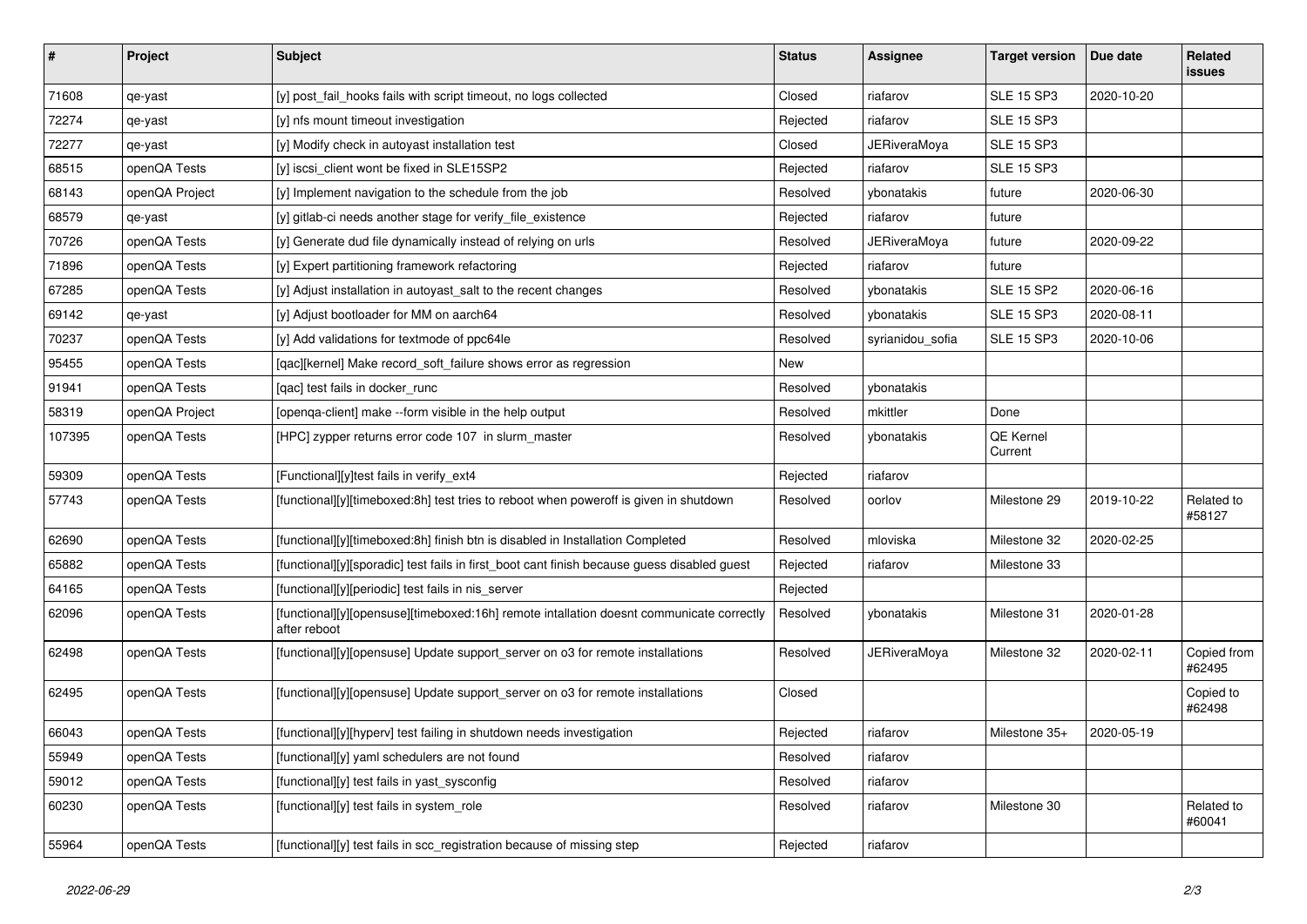| # | Project | Subject | Status | Assignee | Target version | Due date | Related issues |
|---|---|---|---|---|---|---|---|
| 71608 | qe-yast | [y] post_fail_hooks fails with script timeout, no logs collected | Closed | riafarov | SLE 15 SP3 | 2020-10-20 | |
| 72274 | qe-yast | [y] nfs mount timeout investigation | Rejected | riafarov | SLE 15 SP3 | | |
| 72277 | qe-yast | [y] Modify check in autoyast installation test | Closed | JERiveraMoya | SLE 15 SP3 | | |
| 68515 | openQA Tests | [y] iscsi_client wont be fixed in SLE15SP2 | Rejected | riafarov | SLE 15 SP3 | | |
| 68143 | openQA Project | [y] Implement navigation to the schedule from the job | Resolved | ybonatakis | future | 2020-06-30 | |
| 68579 | qe-yast | [y] gitlab-ci needs another stage for verify_file_existence | Rejected | riafarov | future | | |
| 70726 | openQA Tests | [y] Generate dud file dynamically instead of relying on urls | Resolved | JERiveraMoya | future | 2020-09-22 | |
| 71896 | openQA Tests | [y] Expert partitioning framework refactoring | Rejected | riafarov | future | | |
| 67285 | openQA Tests | [y] Adjust installation in autoyast_salt to the recent changes | Resolved | ybonatakis | SLE 15 SP2 | 2020-06-16 | |
| 69142 | qe-yast | [y] Adjust bootloader for MM on aarch64 | Resolved | ybonatakis | SLE 15 SP3 | 2020-08-11 | |
| 70237 | openQA Tests | [y] Add validations for textmode of ppc64le | Resolved | syrianidou_sofia | SLE 15 SP3 | 2020-10-06 | |
| 95455 | openQA Tests | [qac][kernel] Make record_soft_failure shows error as regression | New | | | | |
| 91941 | openQA Tests | [qac] test fails in docker_runc | Resolved | ybonatakis | | | |
| 58319 | openQA Project | [openqa-client] make --form visible in the help output | Resolved | mkittler | Done | | |
| 107395 | openQA Tests | [HPC] zypper returns error code 107 in slurm_master | Resolved | ybonatakis | QE Kernel Current | | |
| 59309 | openQA Tests | [Functional][y]test fails in verify_ext4 | Rejected | riafarov | | | |
| 57743 | openQA Tests | [functional][y][timeboxed:8h] test tries to reboot when poweroff is given in shutdown | Resolved | oorlov | Milestone 29 | 2019-10-22 | Related to #58127 |
| 62690 | openQA Tests | [functional][y][timeboxed:8h] finish btn is disabled in Installation Completed | Resolved | mloviska | Milestone 32 | 2020-02-25 | |
| 65882 | openQA Tests | [functional][y][sporadic] test fails in first_boot cant finish because guess disabled guest | Rejected | riafarov | Milestone 33 | | |
| 64165 | openQA Tests | [functional][y][periodic] test fails in nis_server | Rejected | | | | |
| 62096 | openQA Tests | [functional][y][opensuse][timeboxed:16h] remote intallation doesnt communicate correctly after reboot | Resolved | ybonatakis | Milestone 31 | 2020-01-28 | |
| 62498 | openQA Tests | [functional][y][opensuse] Update support_server on o3 for remote installations | Resolved | JERiveraMoya | Milestone 32 | 2020-02-11 | Copied from #62495 |
| 62495 | openQA Tests | [functional][y][opensuse] Update support_server on o3 for remote installations | Closed | | | | Copied to #62498 |
| 66043 | openQA Tests | [functional][y][hyperv] test failing in shutdown needs investigation | Rejected | riafarov | Milestone 35+ | 2020-05-19 | |
| 55949 | openQA Tests | [functional][y] yaml schedulers are not found | Resolved | riafarov | | | |
| 59012 | openQA Tests | [functional][y] test fails in yast_sysconfig | Resolved | riafarov | | | |
| 60230 | openQA Tests | [functional][y] test fails in system_role | Resolved | riafarov | Milestone 30 | | Related to #60041 |
| 55964 | openQA Tests | [functional][y] test fails in scc_registration because of missing step | Rejected | riafarov | | | |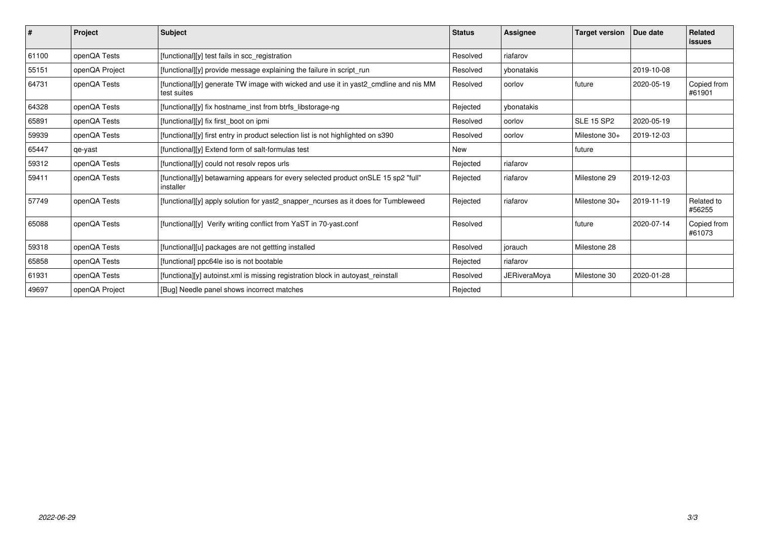| # | Project | Subject | Status | Assignee | Target version | Due date | Related issues |
|---|---|---|---|---|---|---|---|
| 61100 | openQA Tests | [functional][y] test fails in scc_registration | Resolved | riafarov | | | |
| 55151 | openQA Project | [functional][y] provide message explaining the failure in script_run | Resolved | ybonatakis | | 2019-10-08 | |
| 64731 | openQA Tests | [functional][y] generate TW image with wicked and use it in yast2_cmdline and nis MM test suites | Resolved | oorlov | future | 2020-05-19 | Copied from #61901 |
| 64328 | openQA Tests | [functional][y] fix hostname_inst from btrfs_libstorage-ng | Rejected | ybonatakis | | | |
| 65891 | openQA Tests | [functional][y] fix first_boot on ipmi | Resolved | oorlov | SLE 15 SP2 | 2020-05-19 | |
| 59939 | openQA Tests | [functional][y] first entry in product selection list is not highlighted on s390 | Resolved | oorlov | Milestone 30+ | 2019-12-03 | |
| 65447 | qe-yast | [functional][y] Extend form of salt-formulas test | New | | future | | |
| 59312 | openQA Tests | [functional][y] could not resolv repos urls | Rejected | riafarov | | | |
| 59411 | openQA Tests | [functional][y] betawarning appears for every selected product onSLE 15 sp2 "full" installer | Rejected | riafarov | Milestone 29 | 2019-12-03 | |
| 57749 | openQA Tests | [functional][y] apply solution for yast2_snapper_ncurses as it does for Tumbleweed | Rejected | riafarov | Milestone 30+ | 2019-11-19 | Related to #56255 |
| 65088 | openQA Tests | [functional][y] Verify writing conflict from YaST in 70-yast.conf | Resolved | | future | 2020-07-14 | Copied from #61073 |
| 59318 | openQA Tests | [functional][u] packages are not gettting installed | Resolved | jorauch | Milestone 28 | | |
| 65858 | openQA Tests | [functional] ppc64le iso is not bootable | Rejected | riafarov | | | |
| 61931 | openQA Tests | [functional][y] autoinst.xml is missing registration block in autoyast_reinstall | Resolved | JERiveraMoya | Milestone 30 | 2020-01-28 | |
| 49697 | openQA Project | [Bug] Needle panel shows incorrect matches | Rejected | | | | |